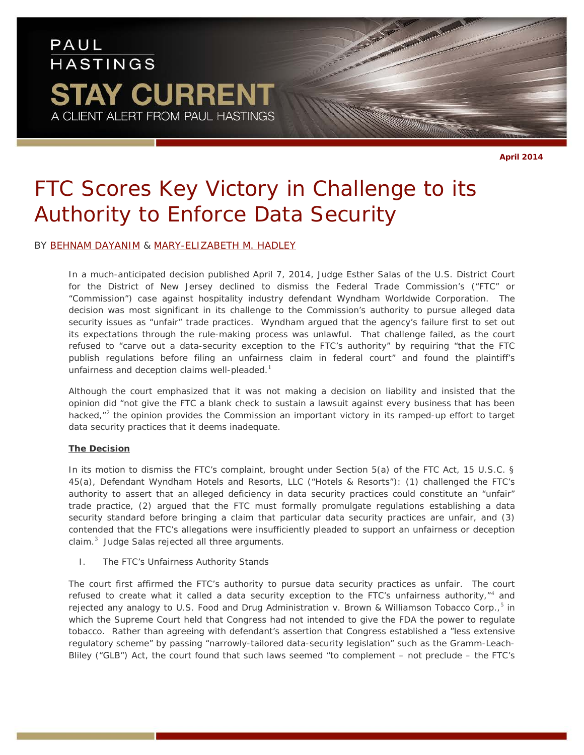PAUL HASTINGS

STAY CURRENT

A CLIENT ALERT FROM PAUL HASTINGS

**April 2014**

# FTC Scores Key Victory in Challenge to its Authority to Enforce Data Security

BY BEHNAM DAYANIM & MARY-ELIZABETH M. HADLEY

In a much-anticipated decision published April 7, 2014, Judge Esther Salas of the U.S. District Court for the District of New Jersey declined to dismiss the Federal Trade Commission's ("FTC" or "Commission") case against hospitality industry defendant Wyndham Worldwide Corporation. The decision was most significant in its challenge to the Commission's authority to pursue alleged data security issues as "unfair" trade practices. Wyndham argued that the agency's failure first to set out its expectations through the rule-making process was unlawful. That challenge failed, as the court refused to "carve out a data-security exception to the FTC's authority" by requiring "that the FTC publish regulations before filing an unfairness claim in federal court" and found the plaintiff's unfairness and deception claims well-pleaded.[1]

Although the court emphasized that it was not making a decision on liability and insisted that the opinion did "not give the FTC a blank check to sustain a lawsuit against every business that has been hacked,"[2] the opinion provides the Commission an important victory in its ramped-up effort to target data security practices that it deems inadequate.

## The Decision

In its motion to dismiss the FTC's complaint, brought under Section 5(a) of the FTC Act, 15 U.S.C. § 45(a), Defendant Wyndham Hotels and Resorts, LLC ("Hotels & Resorts"): (1) challenged the FTC's authority to assert that an alleged deficiency in data security practices could constitute an "unfair" trade practice, (2) argued that the FTC must formally promulgate regulations establishing a data security standard before bringing a claim that particular data security practices are unfair, and (3) contended that the FTC's allegations were insufficiently pleaded to support an unfairness or deception claim.[3] Judge Salas rejected all three arguments.

I. The FTC's Unfairness Authority Stands

The court first affirmed the FTC's authority to pursue data security practices as unfair. The court refused to create what it called a data security exception to the FTC's unfairness authority,"[4] and rejected any analogy to U.S. Food and Drug Administration v. Brown & Williamson Tobacco Corp.,[5] in which the Supreme Court held that Congress had not intended to give the FDA the power to regulate tobacco. Rather than agreeing with defendant's assertion that Congress established a "less extensive regulatory scheme" by passing "narrowly-tailored data-security legislation" such as the Gramm-Leach-Bliley ("GLB") Act, the court found that such laws seemed "to complement – not preclude – the FTC's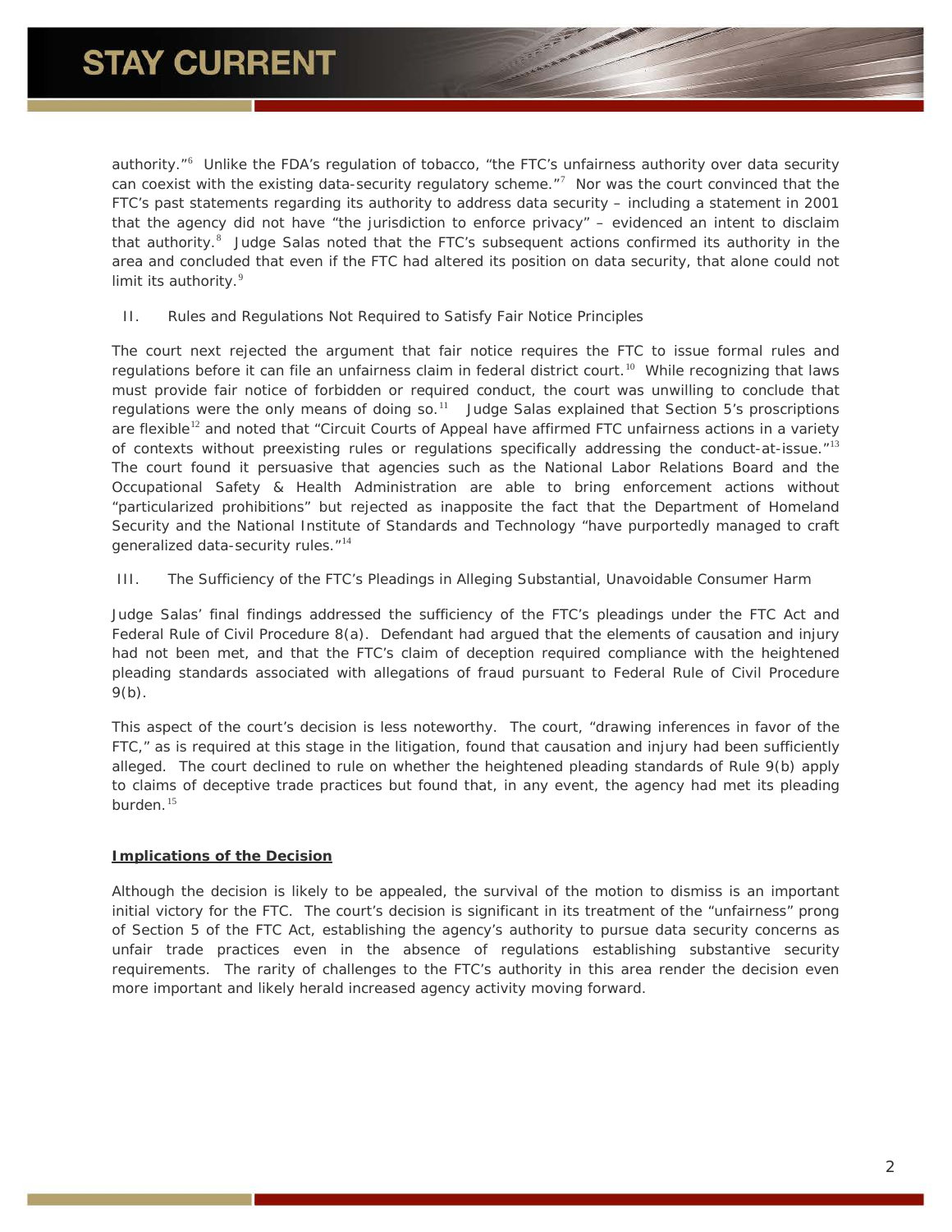authority."[6] Unlike the FDA's regulation of tobacco, "the FTC's unfairness authority over data security can coexist with the existing data-security regulatory scheme."[7] Nor was the court convinced that the FTC's past statements regarding its authority to address data security – including a statement in 2001 that the agency did not have "the jurisdiction to enforce privacy" – evidenced an intent to disclaim that authority.[8] Judge Salas noted that the FTC's subsequent actions confirmed its authority in the area and concluded that even if the FTC had altered its position on data security, that alone could not limit its authority.[9]

II. Rules and Regulations Not Required to Satisfy Fair Notice Principles

The court next rejected the argument that fair notice requires the FTC to issue formal rules and regulations before it can file an unfairness claim in federal district court.[10] While recognizing that laws must provide fair notice of forbidden or required conduct, the court was unwilling to conclude that regulations were the only means of doing so.[11] Judge Salas explained that Section 5's proscriptions are flexible[12] and noted that "Circuit Courts of Appeal have affirmed FTC unfairness actions in a variety of contexts without preexisting rules or regulations specifically addressing the conduct-at-issue."[13] The court found it persuasive that agencies such as the National Labor Relations Board and the Occupational Safety & Health Administration are able to bring enforcement actions without "particularized prohibitions" but rejected as inapposite the fact that the Department of Homeland Security and the National Institute of Standards and Technology "have purportedly managed to craft generalized data-security rules."[14]

III. The Sufficiency of the FTC's Pleadings in Alleging Substantial, Unavoidable Consumer Harm

Judge Salas' final findings addressed the sufficiency of the FTC's pleadings under the FTC Act and Federal Rule of Civil Procedure 8(a). Defendant had argued that the elements of causation and injury had not been met, and that the FTC's claim of deception required compliance with the heightened pleading standards associated with allegations of fraud pursuant to Federal Rule of Civil Procedure 9(b).

This aspect of the court's decision is less noteworthy. The court, "drawing inferences in favor of the FTC," as is required at this stage in the litigation, found that causation and injury had been sufficiently alleged. The court declined to rule on whether the heightened pleading standards of Rule 9(b) apply to claims of deceptive trade practices but found that, in any event, the agency had met its pleading burden.[15]

**Implications of the Decision**

Although the decision is likely to be appealed, the survival of the motion to dismiss is an important initial victory for the FTC. The court's decision is significant in its treatment of the "unfairness" prong of Section 5 of the FTC Act, establishing the agency's authority to pursue data security concerns as unfair trade practices even in the absence of regulations establishing substantive security requirements. The rarity of challenges to the FTC's authority in this area render the decision even more important and likely herald increased agency activity moving forward.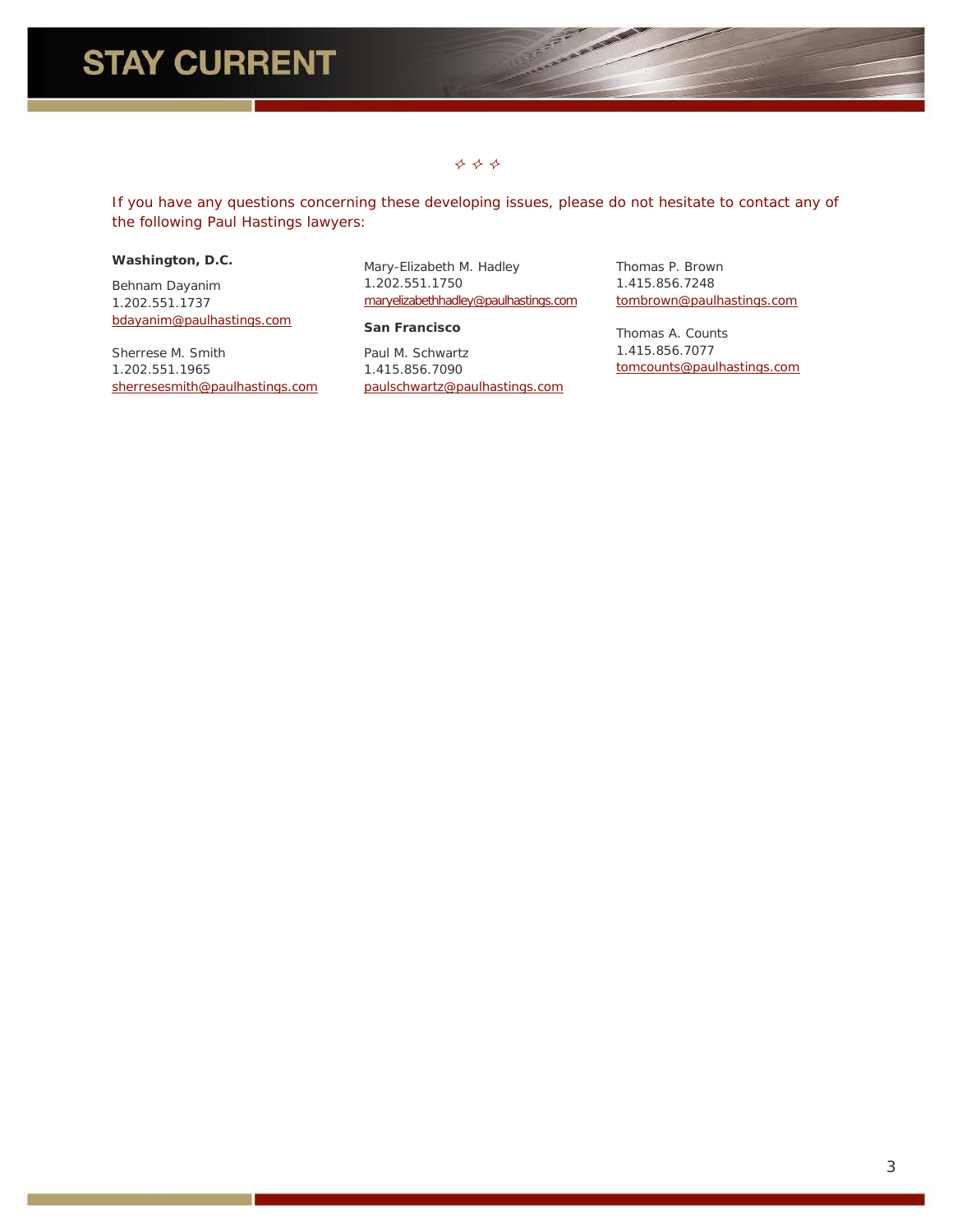✧ ✧ ✧

If you have any questions concerning these developing issues, please do not hesitate to contact any of the following Paul Hastings lawyers:

**Washington, D.C.**

Behnam Dayanim
1.202.551.1737
bdayanim@paulhastings.com

Sherrese M. Smith
1.202.551.1965
sherresesmith@paulhastings.com

Mary-Elizabeth M. Hadley
1.202.551.1750
maryelizabethhadley@paulhastings.com

**San Francisco**

Paul M. Schwartz
1.415.856.7090
paulschwartz@paulhastings.com

Thomas P. Brown
1.415.856.7248
tombrown@paulhastings.com

Thomas A. Counts
1.415.856.7077
tomcounts@paulhastings.com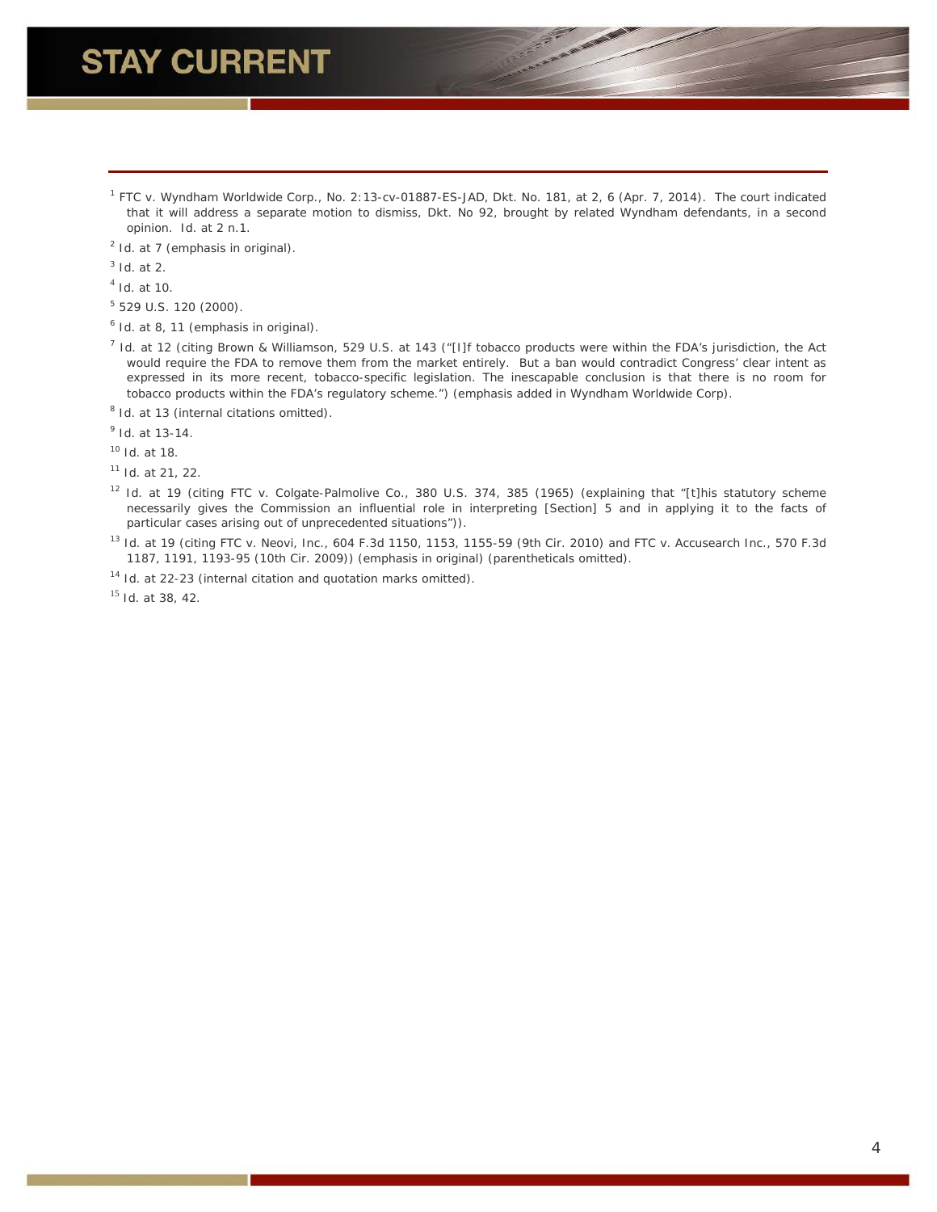[1] FTC v. Wyndham Worldwide Corp., No. 2:13-cv-01887-ES-JAD, Dkt. No. 181, at 2, 6 (Apr. 7, 2014). The court indicated that it will address a separate motion to dismiss, Dkt. No 92, brought by related Wyndham defendants, in a second opinion. Id. at 2 n.1.

[2] Id. at 7 (emphasis in original).

[3] Id. at 2.

[4] Id. at 10.

[5] 529 U.S. 120 (2000).

[6] Id. at 8, 11 (emphasis in original).

[7] Id. at 12 (citing Brown & Williamson, 529 U.S. at 143 ("[I]f tobacco products were within the FDA's jurisdiction, the Act would require the FDA to remove them from the market entirely. But a ban would contradict Congress' clear intent as expressed in its more recent, tobacco-specific legislation. The inescapable conclusion is that there is no room for tobacco products within the FDA's regulatory scheme.") (emphasis added in Wyndham Worldwide Corp).

[8] Id. at 13 (internal citations omitted).

[9] Id. at 13-14.

[10] Id. at 18.

[11] Id. at 21, 22.

[12] Id. at 19 (citing FTC v. Colgate-Palmolive Co., 380 U.S. 374, 385 (1965) (explaining that "[t]his statutory scheme necessarily gives the Commission an influential role in interpreting [Section] 5 and in applying it to the facts of particular cases arising out of unprecedented situations")).

[13] Id. at 19 (citing FTC v. Neovi, Inc., 604 F.3d 1150, 1153, 1155-59 (9th Cir. 2010) and FTC v. Accusearch Inc., 570 F.3d 1187, 1191, 1193-95 (10th Cir. 2009)) (emphasis in original) (parentheticals omitted).

[14] Id. at 22-23 (internal citation and quotation marks omitted).

[15] Id. at 38, 42.